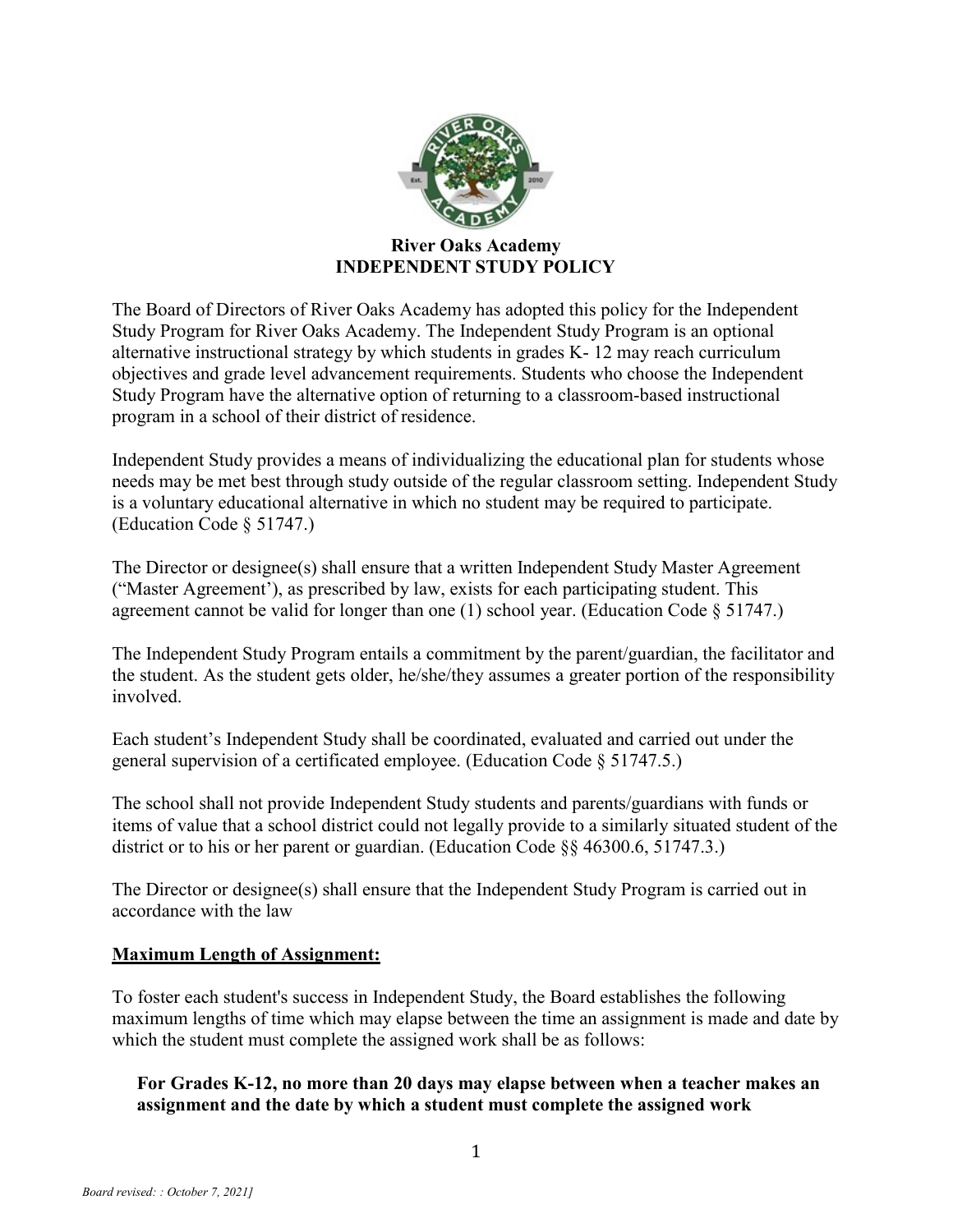**River Oaks Academy**
**INDEPENDENT STUDY POLICY**

The Board of Directors of River Oaks Academy has adopted this policy for the Independent Study Program for River Oaks Academy. The Independent Study Program is an optional alternative instructional strategy by which students in grades K- 12 may reach curriculum objectives and grade level advancement requirements. Students who choose the Independent Study Program have the alternative option of returning to a classroom-based instructional program in a school of their district of residence.

Independent Study provides a means of individualizing the educational plan for students whose needs may be met best through study outside of the regular classroom setting. Independent Study is a voluntary educational alternative in which no student may be required to participate. (Education Code § 51747.)

The Director or designee(s) shall ensure that a written Independent Study Master Agreement ("Master Agreement'), as prescribed by law, exists for each participating student. This agreement cannot be valid for longer than one (1) school year. (Education Code § 51747.)

The Independent Study Program entails a commitment by the parent/guardian, the facilitator and the student. As the student gets older, he/she/they assumes a greater portion of the responsibility involved.

Each student's Independent Study shall be coordinated, evaluated and carried out under the general supervision of a certificated employee. (Education Code § 51747.5.)

The school shall not provide Independent Study students and parents/guardians with funds or items of value that a school district could not legally provide to a similarly situated student of the district or to his or her parent or guardian. (Education Code §§ 46300.6, 51747.3.)

The Director or designee(s) shall ensure that the Independent Study Program is carried out in accordance with the law

## Maximum Length of Assignment:

To foster each student's success in Independent Study, the Board establishes the following maximum lengths of time which may elapse between the time an assignment is made and date by which the student must complete the assigned work shall be as follows:

**For Grades K-12, no more than 20 days may elapse between when a teacher makes an assignment and the date by which a student must complete the assigned work**

*Board revised: : October 7, 2021]*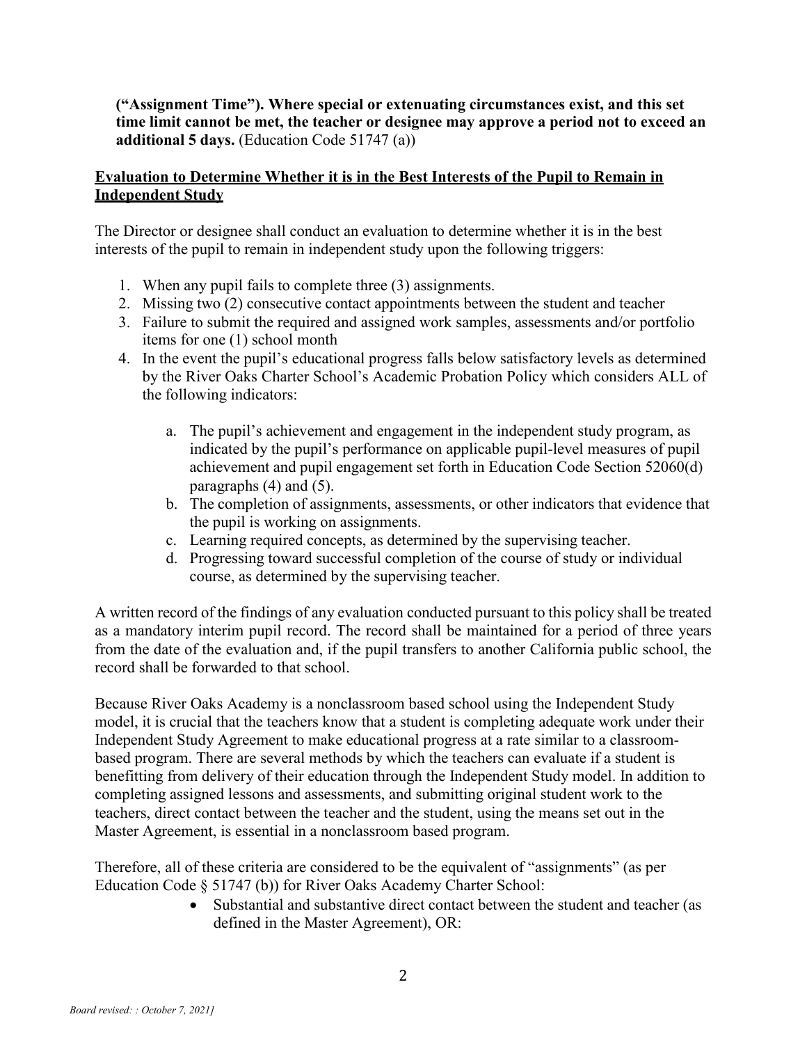**("Assignment Time"). Where special or extenuating circumstances exist, and this set time limit cannot be met, the teacher or designee may approve a period not to exceed an additional 5 days.** (Education Code 51747 (a))

**Evaluation to Determine Whether it is in the Best Interests of the Pupil to Remain in Independent Study**

The Director or designee shall conduct an evaluation to determine whether it is in the best interests of the pupil to remain in independent study upon the following triggers:

1. When any pupil fails to complete three (3) assignments.
2. Missing two (2) consecutive contact appointments between the student and teacher
3. Failure to submit the required and assigned work samples, assessments and/or portfolio items for one (1) school month
4. In the event the pupil's educational progress falls below satisfactory levels as determined by the River Oaks Charter School's Academic Probation Policy which considers ALL of the following indicators:
   a. The pupil's achievement and engagement in the independent study program, as indicated by the pupil's performance on applicable pupil-level measures of pupil achievement and pupil engagement set forth in Education Code Section 52060(d) paragraphs (4) and (5).
   b. The completion of assignments, assessments, or other indicators that evidence that the pupil is working on assignments.
   c. Learning required concepts, as determined by the supervising teacher.
   d. Progressing toward successful completion of the course of study or individual course, as determined by the supervising teacher.

A written record of the findings of any evaluation conducted pursuant to this policy shall be treated as a mandatory interim pupil record. The record shall be maintained for a period of three years from the date of the evaluation and, if the pupil transfers to another California public school, the record shall be forwarded to that school.

Because River Oaks Academy is a nonclassroom based school using the Independent Study model, it is crucial that the teachers know that a student is completing adequate work under their Independent Study Agreement to make educational progress at a rate similar to a classroom-based program. There are several methods by which the teachers can evaluate if a student is benefitting from delivery of their education through the Independent Study model. In addition to completing assigned lessons and assessments, and submitting original student work to the teachers, direct contact between the teacher and the student, using the means set out in the Master Agreement, is essential in a nonclassroom based program.

Therefore, all of these criteria are considered to be the equivalent of "assignments" (as per Education Code § 51747 (b)) for River Oaks Academy Charter School:

- Substantial and substantive direct contact between the student and teacher (as defined in the Master Agreement), OR: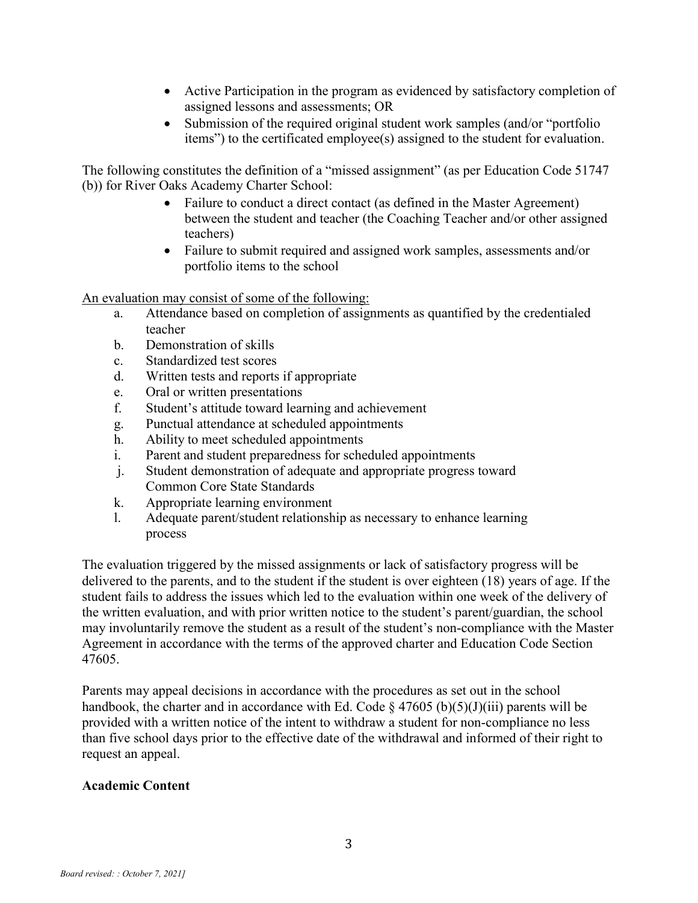- Active Participation in the program as evidenced by satisfactory completion of assigned lessons and assessments; OR
- Submission of the required original student work samples (and/or "portfolio items") to the certificated employee(s) assigned to the student for evaluation.

The following constitutes the definition of a "missed assignment" (as per Education Code 51747 (b)) for River Oaks Academy Charter School:

- Failure to conduct a direct contact (as defined in the Master Agreement) between the student and teacher (the Coaching Teacher and/or other assigned teachers)
- Failure to submit required and assigned work samples, assessments and/or portfolio items to the school

An evaluation may consist of some of the following:

a. Attendance based on completion of assignments as quantified by the credentialed teacher
b. Demonstration of skills
c. Standardized test scores
d. Written tests and reports if appropriate
e. Oral or written presentations
f. Student's attitude toward learning and achievement
g. Punctual attendance at scheduled appointments
h. Ability to meet scheduled appointments
i. Parent and student preparedness for scheduled appointments
j. Student demonstration of adequate and appropriate progress toward Common Core State Standards
k. Appropriate learning environment
l. Adequate parent/student relationship as necessary to enhance learning process

The evaluation triggered by the missed assignments or lack of satisfactory progress will be delivered to the parents, and to the student if the student is over eighteen (18) years of age. If the student fails to address the issues which led to the evaluation within one week of the delivery of the written evaluation, and with prior written notice to the student's parent/guardian, the school may involuntarily remove the student as a result of the student's non-compliance with the Master Agreement in accordance with the terms of the approved charter and Education Code Section 47605.

Parents may appeal decisions in accordance with the procedures as set out in the school handbook, the charter and in accordance with Ed. Code § 47605 (b)(5)(J)(iii) parents will be provided with a written notice of the intent to withdraw a student for non-compliance no less than five school days prior to the effective date of the withdrawal and informed of their right to request an appeal.

**Academic Content**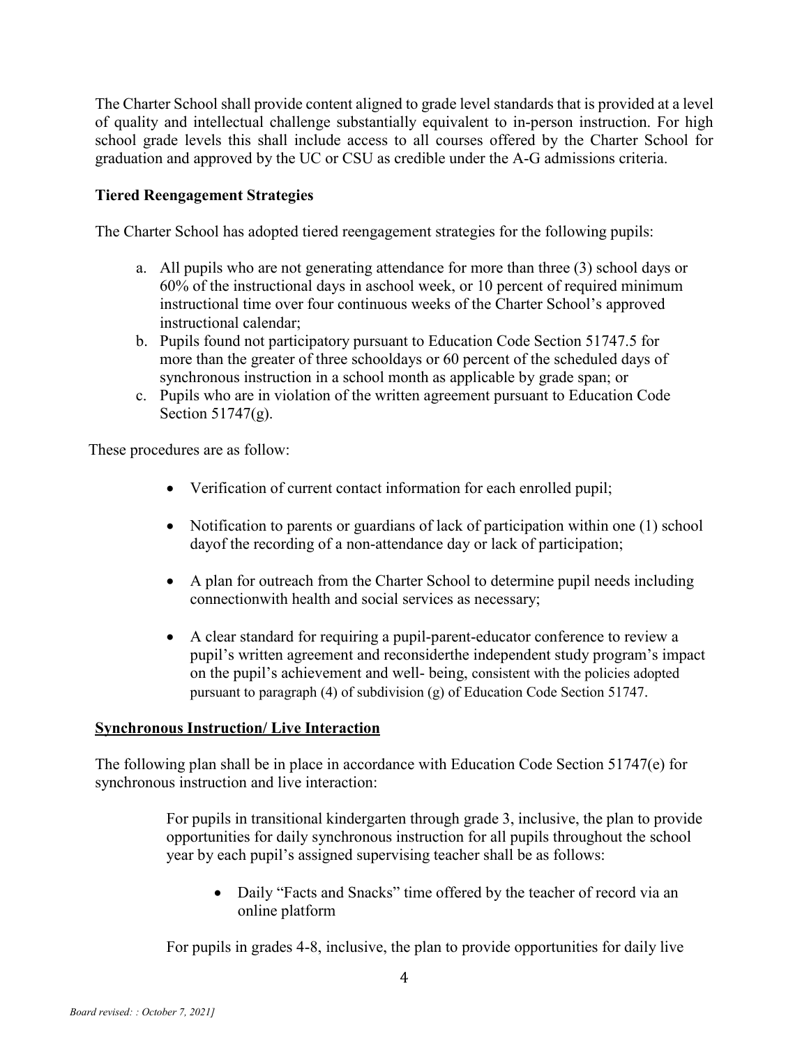The Charter School shall provide content aligned to grade level standards that is provided at a level of quality and intellectual challenge substantially equivalent to in-person instruction. For high school grade levels this shall include access to all courses offered by the Charter School for graduation and approved by the UC or CSU as credible under the A-G admissions criteria.

**Tiered Reengagement Strategies**

The Charter School has adopted tiered reengagement strategies for the following pupils:

a. All pupils who are not generating attendance for more than three (3) school days or 60% of the instructional days in aschool week, or 10 percent of required minimum instructional time over four continuous weeks of the Charter School's approved instructional calendar;
b. Pupils found not participatory pursuant to Education Code Section 51747.5 for more than the greater of three schooldays or 60 percent of the scheduled days of synchronous instruction in a school month as applicable by grade span; or
c. Pupils who are in violation of the written agreement pursuant to Education Code Section 51747(g).

These procedures are as follow:

- Verification of current contact information for each enrolled pupil;
- Notification to parents or guardians of lack of participation within one (1) school dayof the recording of a non-attendance day or lack of participation;
- A plan for outreach from the Charter School to determine pupil needs including connectionwith health and social services as necessary;
- A clear standard for requiring a pupil-parent-educator conference to review a pupil's written agreement and reconsiderthe independent study program's impact on the pupil's achievement and well- being, consistent with the policies adopted pursuant to paragraph (4) of subdivision (g) of Education Code Section 51747.

**<u>Synchronous Instruction/ Live Interaction</u>**

The following plan shall be in place in accordance with Education Code Section 51747(e) for synchronous instruction and live interaction:

For pupils in transitional kindergarten through grade 3, inclusive, the plan to provide opportunities for daily synchronous instruction for all pupils throughout the school year by each pupil's assigned supervising teacher shall be as follows:

- Daily "Facts and Snacks" time offered by the teacher of record via an online platform

For pupils in grades 4-8, inclusive, the plan to provide opportunities for daily live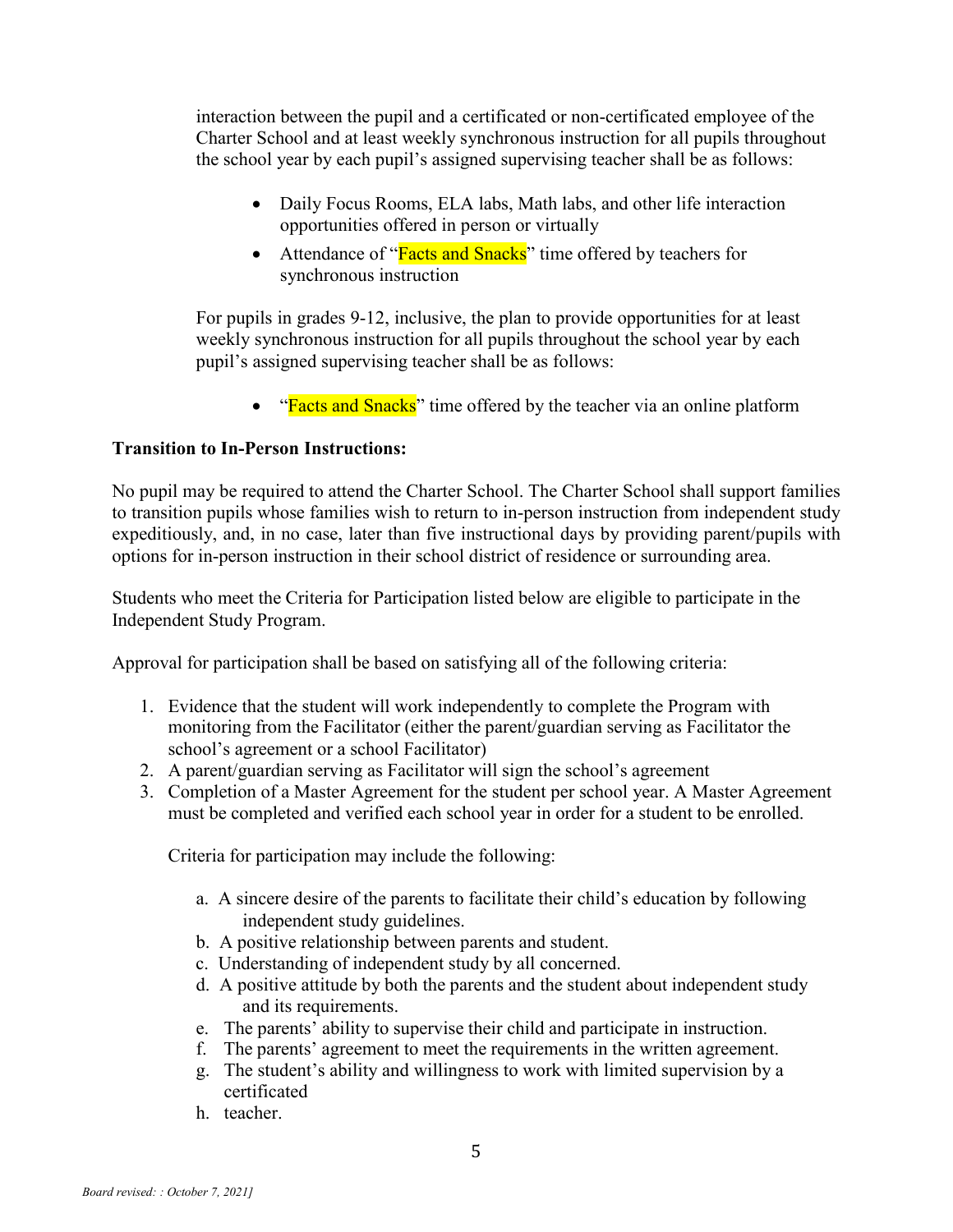interaction between the pupil and a certificated or non-certificated employee of the Charter School and at least weekly synchronous instruction for all pupils throughout the school year by each pupil's assigned supervising teacher shall be as follows:

- Daily Focus Rooms, ELA labs, Math labs, and other life interaction opportunities offered in person or virtually
- Attendance of "Facts and Snacks" time offered by teachers for synchronous instruction

For pupils in grades 9-12, inclusive, the plan to provide opportunities for at least weekly synchronous instruction for all pupils throughout the school year by each pupil's assigned supervising teacher shall be as follows:

- "Facts and Snacks" time offered by the teacher via an online platform

**Transition to In-Person Instructions:**

No pupil may be required to attend the Charter School. The Charter School shall support families to transition pupils whose families wish to return to in-person instruction from independent study expeditiously, and, in no case, later than five instructional days by providing parent/pupils with options for in-person instruction in their school district of residence or surrounding area.

Students who meet the Criteria for Participation listed below are eligible to participate in the Independent Study Program.

Approval for participation shall be based on satisfying all of the following criteria:

1. Evidence that the student will work independently to complete the Program with monitoring from the Facilitator (either the parent/guardian serving as Facilitator the school's agreement or a school Facilitator)
2. A parent/guardian serving as Facilitator will sign the school's agreement
3. Completion of a Master Agreement for the student per school year. A Master Agreement must be completed and verified each school year in order for a student to be enrolled.

   Criteria for participation may include the following:

   a. A sincere desire of the parents to facilitate their child's education by following independent study guidelines.
   b. A positive relationship between parents and student.
   c. Understanding of independent study by all concerned.
   d. A positive attitude by both the parents and the student about independent study and its requirements.
   e. The parents' ability to supervise their child and participate in instruction.
   f. The parents' agreement to meet the requirements in the written agreement.
   g. The student's ability and willingness to work with limited supervision by a certificated
   h. teacher.

*Board revised: : October 7, 2021]*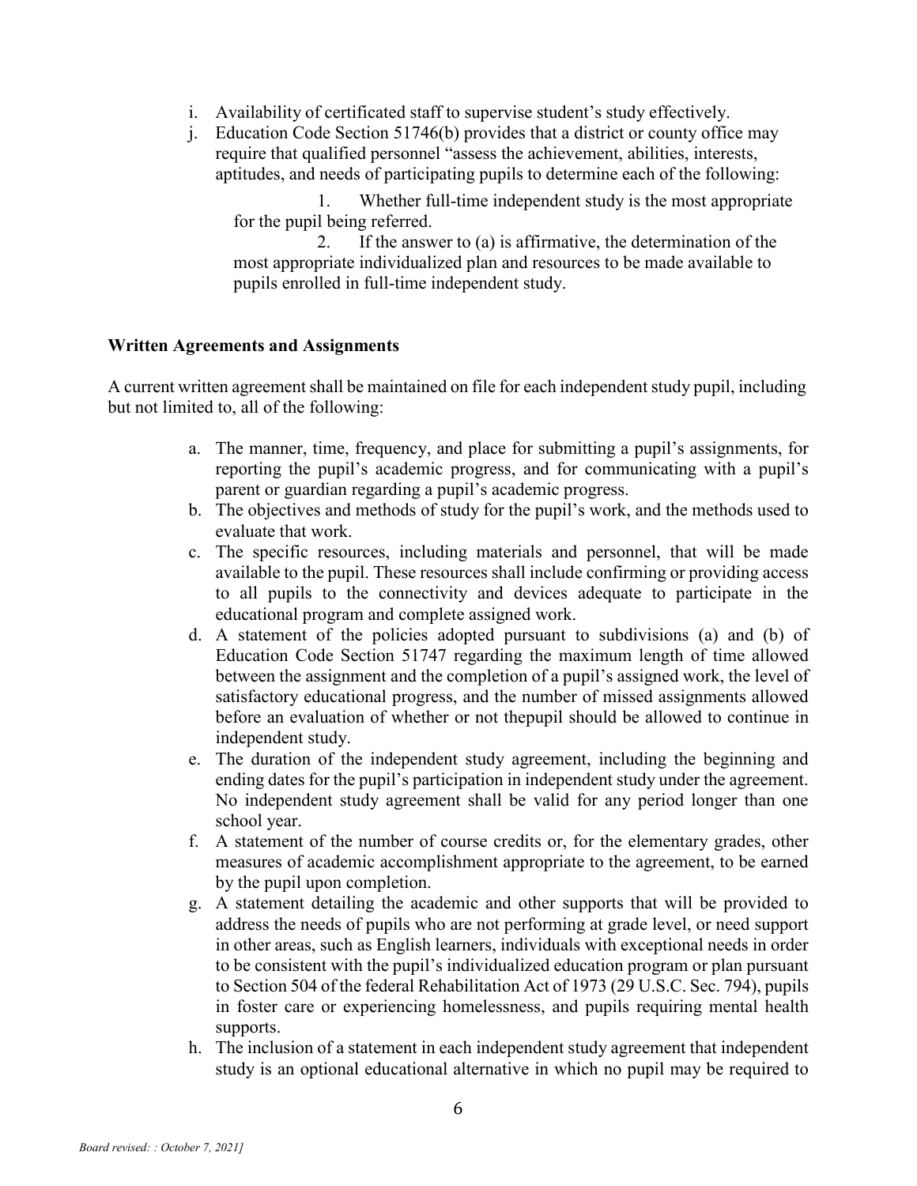i. Availability of certificated staff to supervise student's study effectively.
j. Education Code Section 51746(b) provides that a district or county office may require that qualified personnel "assess the achievement, abilities, interests, aptitudes, and needs of participating pupils to determine each of the following:

    1. Whether full-time independent study is the most appropriate for the pupil being referred.
    2. If the answer to (a) is affirmative, the determination of the most appropriate individualized plan and resources to be made available to pupils enrolled in full-time independent study.

**Written Agreements and Assignments**

A current written agreement shall be maintained on file for each independent study pupil, including but not limited to, all of the following:

a. The manner, time, frequency, and place for submitting a pupil's assignments, for reporting the pupil's academic progress, and for communicating with a pupil's parent or guardian regarding a pupil's academic progress.
b. The objectives and methods of study for the pupil's work, and the methods used to evaluate that work.
c. The specific resources, including materials and personnel, that will be made available to the pupil. These resources shall include confirming or providing access to all pupils to the connectivity and devices adequate to participate in the educational program and complete assigned work.
d. A statement of the policies adopted pursuant to subdivisions (a) and (b) of Education Code Section 51747 regarding the maximum length of time allowed between the assignment and the completion of a pupil's assigned work, the level of satisfactory educational progress, and the number of missed assignments allowed before an evaluation of whether or not thepupil should be allowed to continue in independent study.
e. The duration of the independent study agreement, including the beginning and ending dates for the pupil's participation in independent study under the agreement. No independent study agreement shall be valid for any period longer than one school year.
f. A statement of the number of course credits or, for the elementary grades, other measures of academic accomplishment appropriate to the agreement, to be earned by the pupil upon completion.
g. A statement detailing the academic and other supports that will be provided to address the needs of pupils who are not performing at grade level, or need support in other areas, such as English learners, individuals with exceptional needs in order to be consistent with the pupil's individualized education program or plan pursuant to Section 504 of the federal Rehabilitation Act of 1973 (29 U.S.C. Sec. 794), pupils in foster care or experiencing homelessness, and pupils requiring mental health supports.
h. The inclusion of a statement in each independent study agreement that independent study is an optional educational alternative in which no pupil may be required to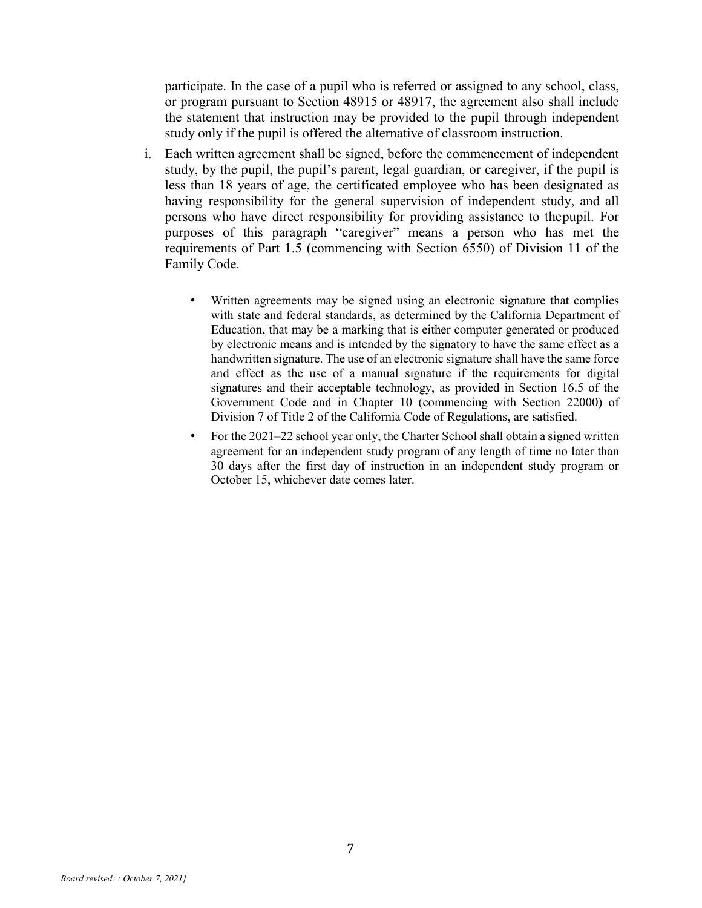participate. In the case of a pupil who is referred or assigned to any school, class, or program pursuant to Section 48915 or 48917, the agreement also shall include the statement that instruction may be provided to the pupil through independent study only if the pupil is offered the alternative of classroom instruction.

i. Each written agreement shall be signed, before the commencement of independent study, by the pupil, the pupil's parent, legal guardian, or caregiver, if the pupil is less than 18 years of age, the certificated employee who has been designated as having responsibility for the general supervision of independent study, and all persons who have direct responsibility for providing assistance to thepupil. For purposes of this paragraph "caregiver" means a person who has met the requirements of Part 1.5 (commencing with Section 6550) of Division 11 of the Family Code.

    - Written agreements may be signed using an electronic signature that complies with state and federal standards, as determined by the California Department of Education, that may be a marking that is either computer generated or produced by electronic means and is intended by the signatory to have the same effect as a handwritten signature. The use of an electronic signature shall have the same force and effect as the use of a manual signature if the requirements for digital signatures and their acceptable technology, as provided in Section 16.5 of the Government Code and in Chapter 10 (commencing with Section 22000) of Division 7 of Title 2 of the California Code of Regulations, are satisfied.
    - For the 2021–22 school year only, the Charter School shall obtain a signed written agreement for an independent study program of any length of time no later than 30 days after the first day of instruction in an independent study program or October 15, whichever date comes later.